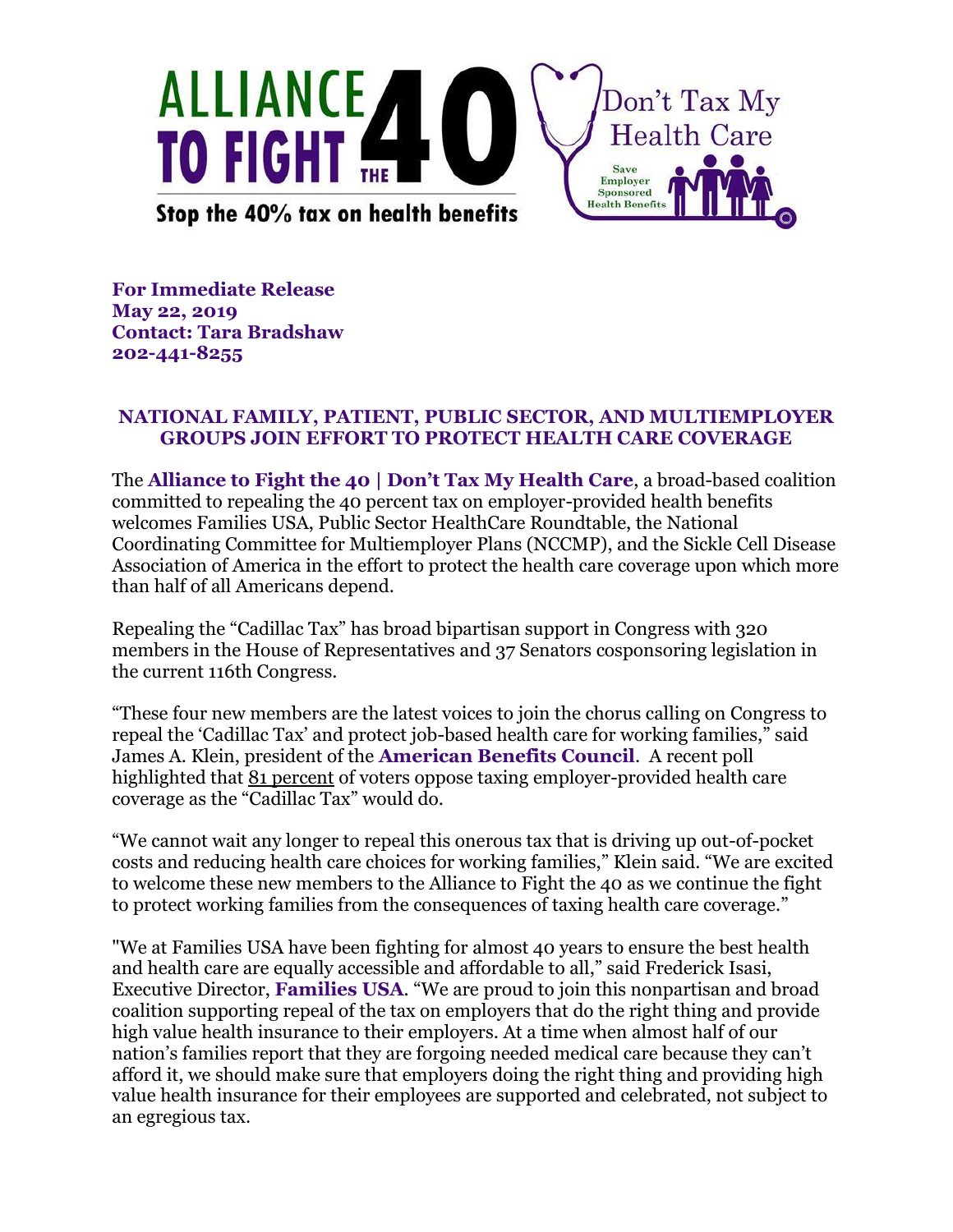ALLIANCE TO FIGHT THE 40

Stop the 40% tax on health benefits

Don't Tax My Health Care

Save Employer Sponsored Health Benefits

**For Immediate Release**
**May 22, 2019**
**Contact: Tara Bradshaw**
**202-441-8255**

## NATIONAL FAMILY, PATIENT, PUBLIC SECTOR, AND MULTIEMPLOYER GROUPS JOIN EFFORT TO PROTECT HEALTH CARE COVERAGE

The **Alliance to Fight the 40 | Don't Tax My Health Care**, a broad-based coalition committed to repealing the 40 percent tax on employer-provided health benefits welcomes Families USA, Public Sector HealthCare Roundtable, the National Coordinating Committee for Multiemployer Plans (NCCMP), and the Sickle Cell Disease Association of America in the effort to protect the health care coverage upon which more than half of all Americans depend.

Repealing the "Cadillac Tax" has broad bipartisan support in Congress with 320 members in the House of Representatives and 37 Senators cosponsoring legislation in the current 116th Congress.

"These four new members are the latest voices to join the chorus calling on Congress to repeal the 'Cadillac Tax' and protect job-based health care for working families," said James A. Klein, president of the **American Benefits Council**. A recent poll highlighted that 81 percent of voters oppose taxing employer-provided health care coverage as the "Cadillac Tax" would do.

"We cannot wait any longer to repeal this onerous tax that is driving up out-of-pocket costs and reducing health care choices for working families," Klein said. "We are excited to welcome these new members to the Alliance to Fight the 40 as we continue the fight to protect working families from the consequences of taxing health care coverage."

"We at Families USA have been fighting for almost 40 years to ensure the best health and health care are equally accessible and affordable to all," said Frederick Isasi, Executive Director, **Families USA**. "We are proud to join this nonpartisan and broad coalition supporting repeal of the tax on employers that do the right thing and provide high value health insurance to their employers. At a time when almost half of our nation's families report that they are forgoing needed medical care because they can't afford it, we should make sure that employers doing the right thing and providing high value health insurance for their employees are supported and celebrated, not subject to an egregious tax.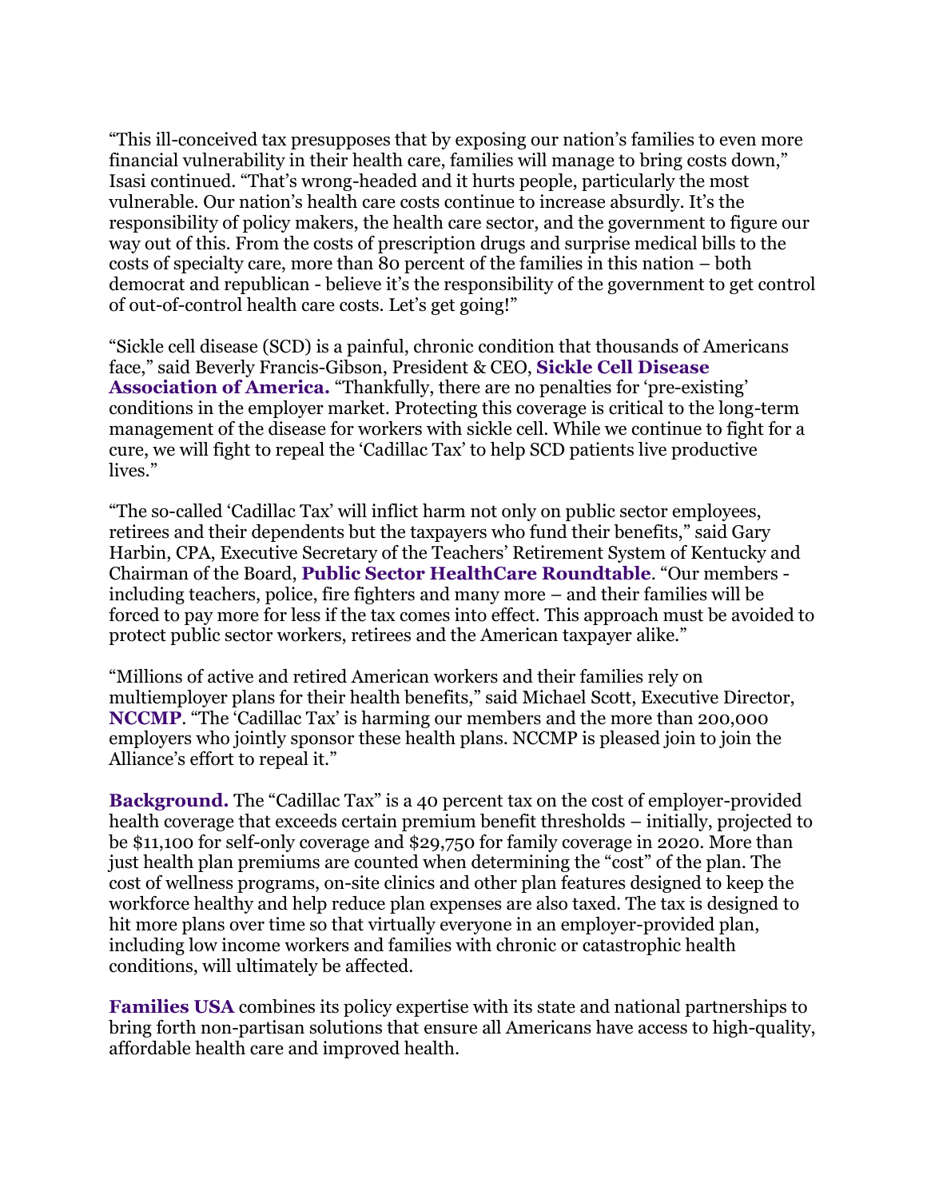"This ill-conceived tax presupposes that by exposing our nation's families to even more financial vulnerability in their health care, families will manage to bring costs down," Isasi continued. "That's wrong-headed and it hurts people, particularly the most vulnerable. Our nation's health care costs continue to increase absurdly. It's the responsibility of policy makers, the health care sector, and the government to figure our way out of this. From the costs of prescription drugs and surprise medical bills to the costs of specialty care, more than 80 percent of the families in this nation – both democrat and republican - believe it's the responsibility of the government to get control of out-of-control health care costs. Let's get going!"

"Sickle cell disease (SCD) is a painful, chronic condition that thousands of Americans face," said Beverly Francis-Gibson, President & CEO, **Sickle Cell Disease Association of America.** "Thankfully, there are no penalties for 'pre-existing' conditions in the employer market. Protecting this coverage is critical to the long-term management of the disease for workers with sickle cell. While we continue to fight for a cure, we will fight to repeal the 'Cadillac Tax' to help SCD patients live productive lives."

"The so-called 'Cadillac Tax' will inflict harm not only on public sector employees, retirees and their dependents but the taxpayers who fund their benefits," said Gary Harbin, CPA, Executive Secretary of the Teachers' Retirement System of Kentucky and Chairman of the Board, **Public Sector HealthCare Roundtable**. "Our members - including teachers, police, fire fighters and many more – and their families will be forced to pay more for less if the tax comes into effect. This approach must be avoided to protect public sector workers, retirees and the American taxpayer alike."

"Millions of active and retired American workers and their families rely on multiemployer plans for their health benefits," said Michael Scott, Executive Director, **NCCMP**. "The 'Cadillac Tax' is harming our members and the more than 200,000 employers who jointly sponsor these health plans. NCCMP is pleased join to join the Alliance's effort to repeal it."

**Background.** The "Cadillac Tax" is a 40 percent tax on the cost of employer-provided health coverage that exceeds certain premium benefit thresholds – initially, projected to be $11,100 for self-only coverage and $29,750 for family coverage in 2020. More than just health plan premiums are counted when determining the "cost" of the plan. The cost of wellness programs, on-site clinics and other plan features designed to keep the workforce healthy and help reduce plan expenses are also taxed. The tax is designed to hit more plans over time so that virtually everyone in an employer-provided plan, including low income workers and families with chronic or catastrophic health conditions, will ultimately be affected.

**Families USA** combines its policy expertise with its state and national partnerships to bring forth non-partisan solutions that ensure all Americans have access to high-quality, affordable health care and improved health.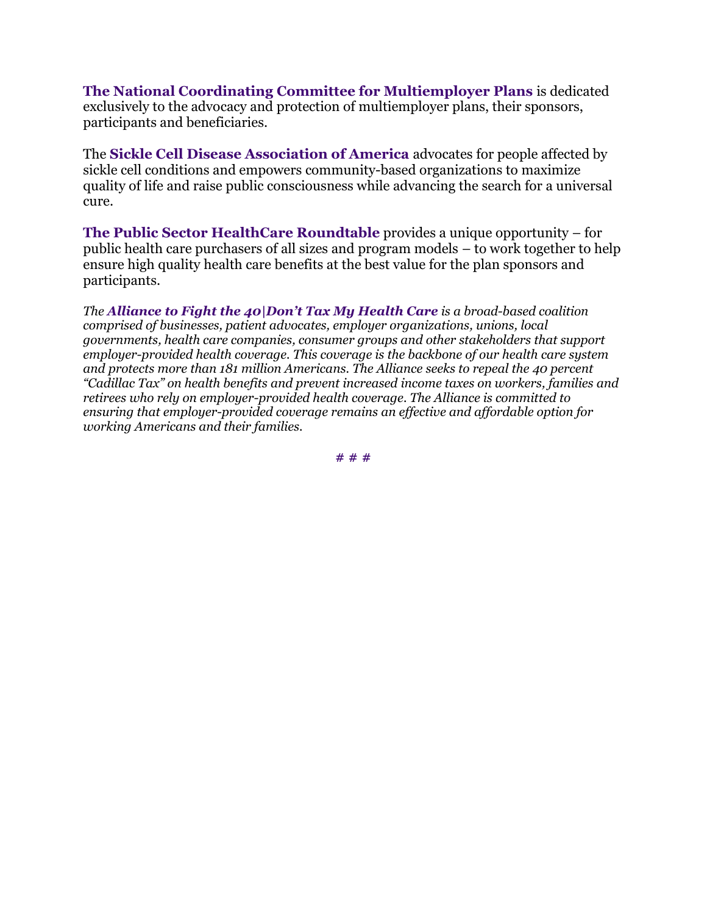**The National Coordinating Committee for Multiemployer Plans** is dedicated exclusively to the advocacy and protection of multiemployer plans, their sponsors, participants and beneficiaries.

The **Sickle Cell Disease Association of America** advocates for people affected by sickle cell conditions and empowers community-based organizations to maximize quality of life and raise public consciousness while advancing the search for a universal cure.

**The Public Sector HealthCare Roundtable** provides a unique opportunity – for public health care purchasers of all sizes and program models – to work together to help ensure high quality health care benefits at the best value for the plan sponsors and participants.

*The **Alliance to Fight the 40|Don't Tax My Health Care** is a broad-based coalition comprised of businesses, patient advocates, employer organizations, unions, local governments, health care companies, consumer groups and other stakeholders that support employer-provided health coverage. This coverage is the backbone of our health care system and protects more than 181 million Americans. The Alliance seeks to repeal the 40 percent "Cadillac Tax" on health benefits and prevent increased income taxes on workers, families and retirees who rely on employer-provided health coverage. The Alliance is committed to ensuring that employer-provided coverage remains an effective and affordable option for working Americans and their families.*

**# # #**